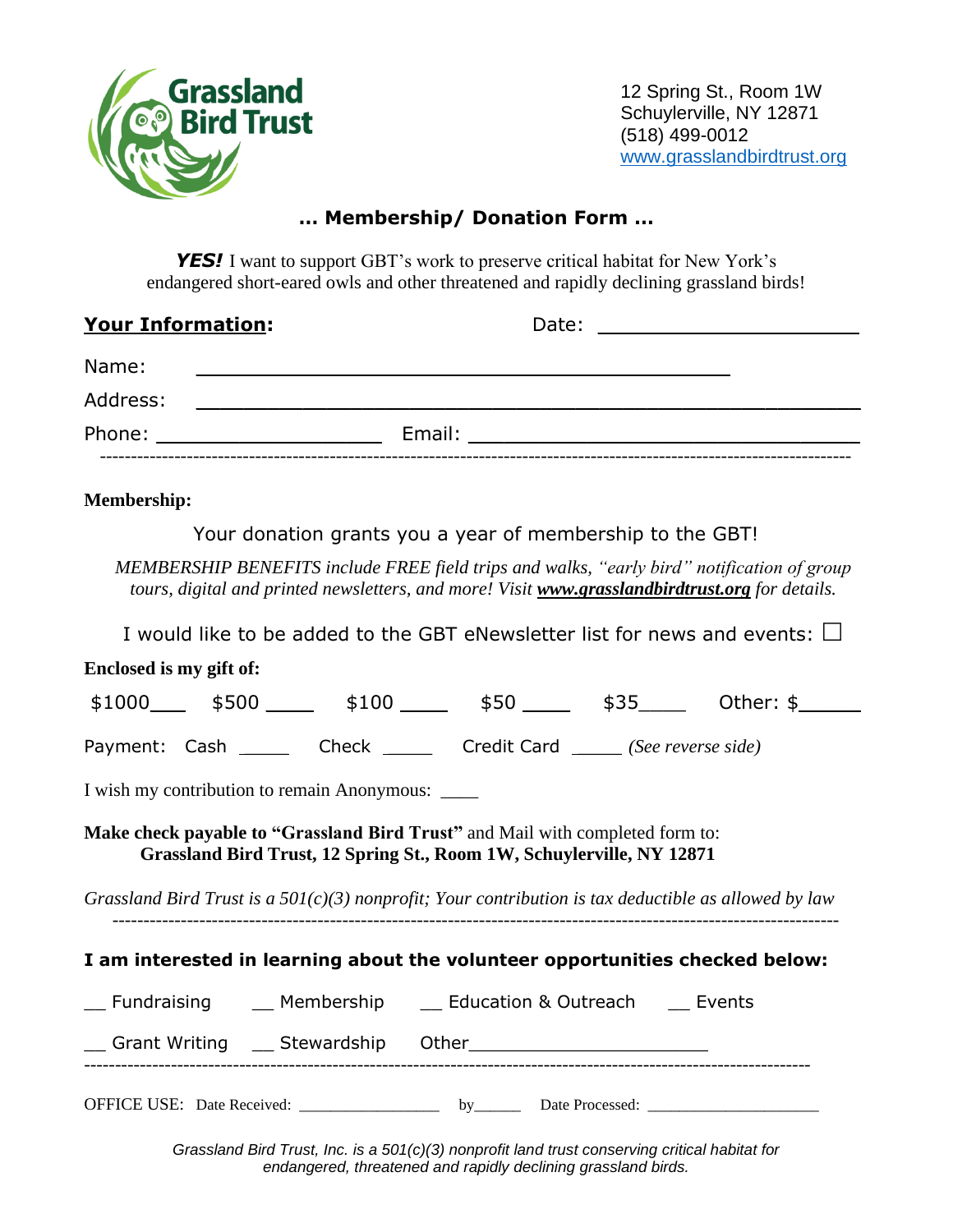Grassland Bird Trust

12 Spring St., Room 1W
Schuylerville, NY 12871
(518) 499-0012
www.grasslandbirdtrust.org

## … Membership/ Donation Form …

***YES!*** I want to support GBT's work to preserve critical habitat for New York's endangered short-eared owls and other threatened and rapidly declining grassland birds!

**Your Information:** Date: ______________________

Name: ____________________________________________

Address: ____________________________________________

Phone: ____________________ Email: ______________________________

---

**Membership:**

Your donation grants you a year of membership to the GBT!

*MEMBERSHIP BENEFITS include FREE field trips and walks, "early bird" notification of group tours, digital and printed newsletters, and more! Visit **www.grasslandbirdtrust.org** for details.*

I would like to be added to the GBT eNewsletter list for news and events: ☐

**Enclosed is my gift of:**

$1000___ $500 ____ $100 ____ $50 ____ $35____ Other: $_____

Payment: Cash _____ Check _____ Credit Card _____ *(See reverse side)*

I wish my contribution to remain Anonymous: ____

**Make check payable to "Grassland Bird Trust"** and Mail with completed form to:
**Grassland Bird Trust, 12 Spring St., Room 1W, Schuylerville, NY 12871**

*Grassland Bird Trust is a 501(c)(3) nonprofit; Your contribution is tax deductible as allowed by law*

---

**I am interested in learning about the volunteer opportunities checked below:**

__ Fundraising __ Membership __ Education & Outreach __ Events

__ Grant Writing __ Stewardship Other______________________

---

OFFICE USE: Date Received: _________________ by______ Date Processed: _____________________

*Grassland Bird Trust, Inc. is a 501(c)(3) nonprofit land trust conserving critical habitat for endangered, threatened and rapidly declining grassland birds.*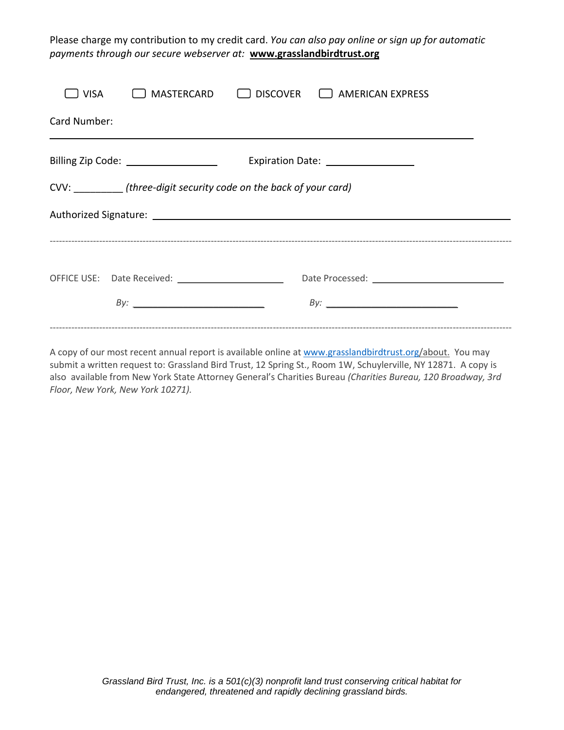Please charge my contribution to my credit card. *You can also pay online or sign up for automatic payments through our secure webserver at:* **www.grasslandbirdtrust.org**

☐ VISA ☐ MASTERCARD ☐ DISCOVER ☐ AMERICAN EXPRESS

Card Number: ________________________________________________

Billing Zip Code: _______________ Expiration Date: _______________

CVV: _________ *(three-digit security code on the back of your card)*

Authorized Signature: ________________________________________________

---

OFFICE USE: Date Received: ____________________ Date Processed: ____________________

*By:* ____________________ *By:* ____________________

---

A copy of our most recent annual report is available online at www.grasslandbirdtrust.org/about. You may submit a written request to: Grassland Bird Trust, 12 Spring St., Room 1W, Schuylerville, NY 12871. A copy is also available from New York State Attorney General's Charities Bureau *(Charities Bureau, 120 Broadway, 3rd Floor, New York, New York 10271).*

*Grassland Bird Trust, Inc. is a 501(c)(3) nonprofit land trust conserving critical habitat for endangered, threatened and rapidly declining grassland birds.*